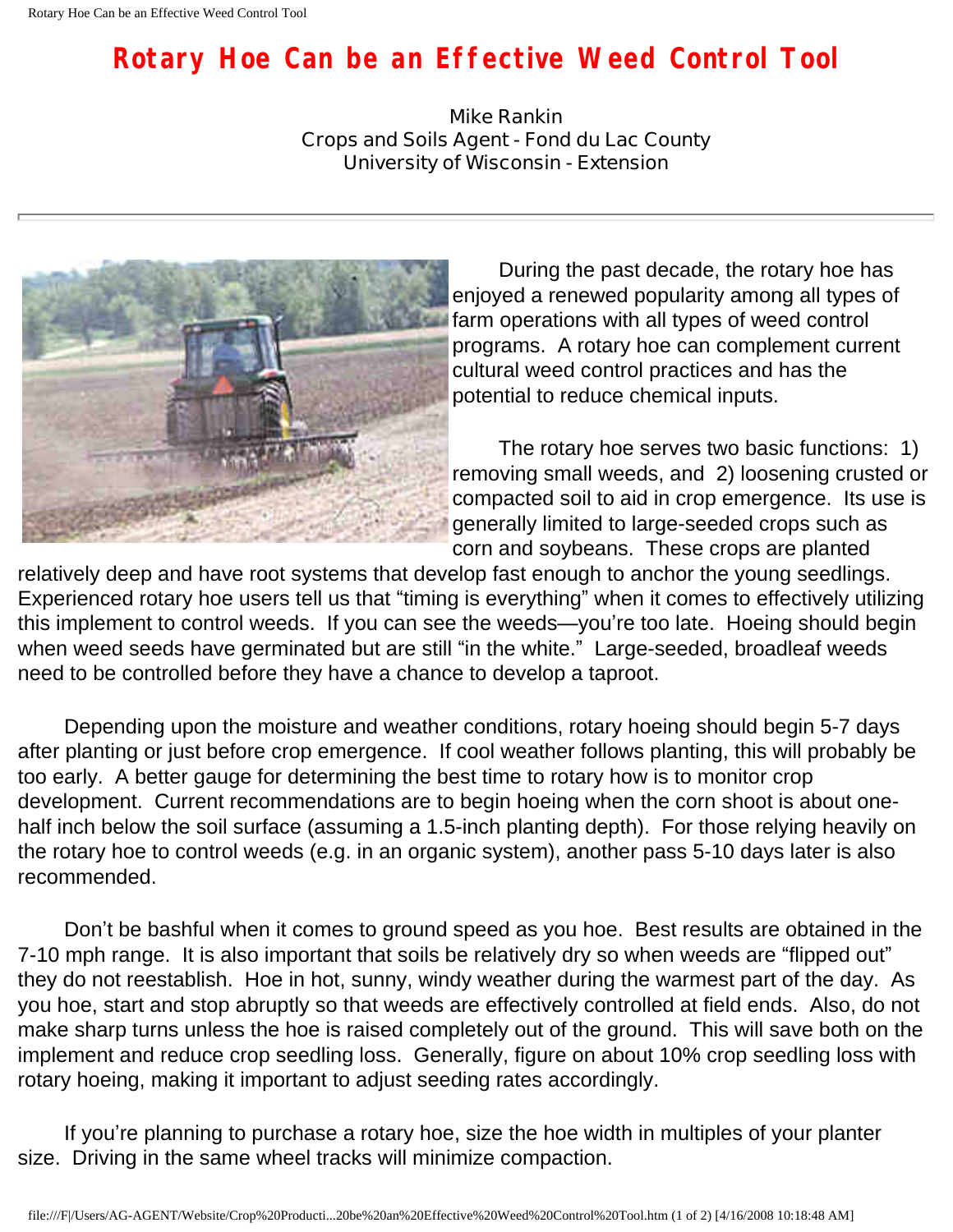# Rotary Hoe Can be an Effective Weed Control Tool

Mike Rankin
Crops and Soils Agent - Fond du Lac County
University of Wisconsin - Extension

---

During the past decade, the rotary hoe has enjoyed a renewed popularity among all types of farm operations with all types of weed control programs. A rotary hoe can complement current cultural weed control practices and has the potential to reduce chemical inputs.

The rotary hoe serves two basic functions: 1) removing small weeds, and 2) loosening crusted or compacted soil to aid in crop emergence. Its use is generally limited to large-seeded crops such as corn and soybeans. These crops are planted relatively deep and have root systems that develop fast enough to anchor the young seedlings. Experienced rotary hoe users tell us that "timing is everything" when it comes to effectively utilizing this implement to control weeds. If you can see the weeds—you're too late. Hoeing should begin when weed seeds have germinated but are still "in the white." Large-seeded, broadleaf weeds need to be controlled before they have a chance to develop a taproot.

Depending upon the moisture and weather conditions, rotary hoeing should begin 5-7 days after planting or just before crop emergence. If cool weather follows planting, this will probably be too early. A better gauge for determining the best time to rotary how is to monitor crop development. Current recommendations are to begin hoeing when the corn shoot is about one-half inch below the soil surface (assuming a 1.5-inch planting depth). For those relying heavily on the rotary hoe to control weeds (e.g. in an organic system), another pass 5-10 days later is also recommended.

Don't be bashful when it comes to ground speed as you hoe. Best results are obtained in the 7-10 mph range. It is also important that soils be relatively dry so when weeds are "flipped out" they do not reestablish. Hoe in hot, sunny, windy weather during the warmest part of the day. As you hoe, start and stop abruptly so that weeds are effectively controlled at field ends. Also, do not make sharp turns unless the hoe is raised completely out of the ground. This will save both on the implement and reduce crop seedling loss. Generally, figure on about 10% crop seedling loss with rotary hoeing, making it important to adjust seeding rates accordingly.

If you're planning to purchase a rotary hoe, size the hoe width in multiples of your planter size. Driving in the same wheel tracks will minimize compaction.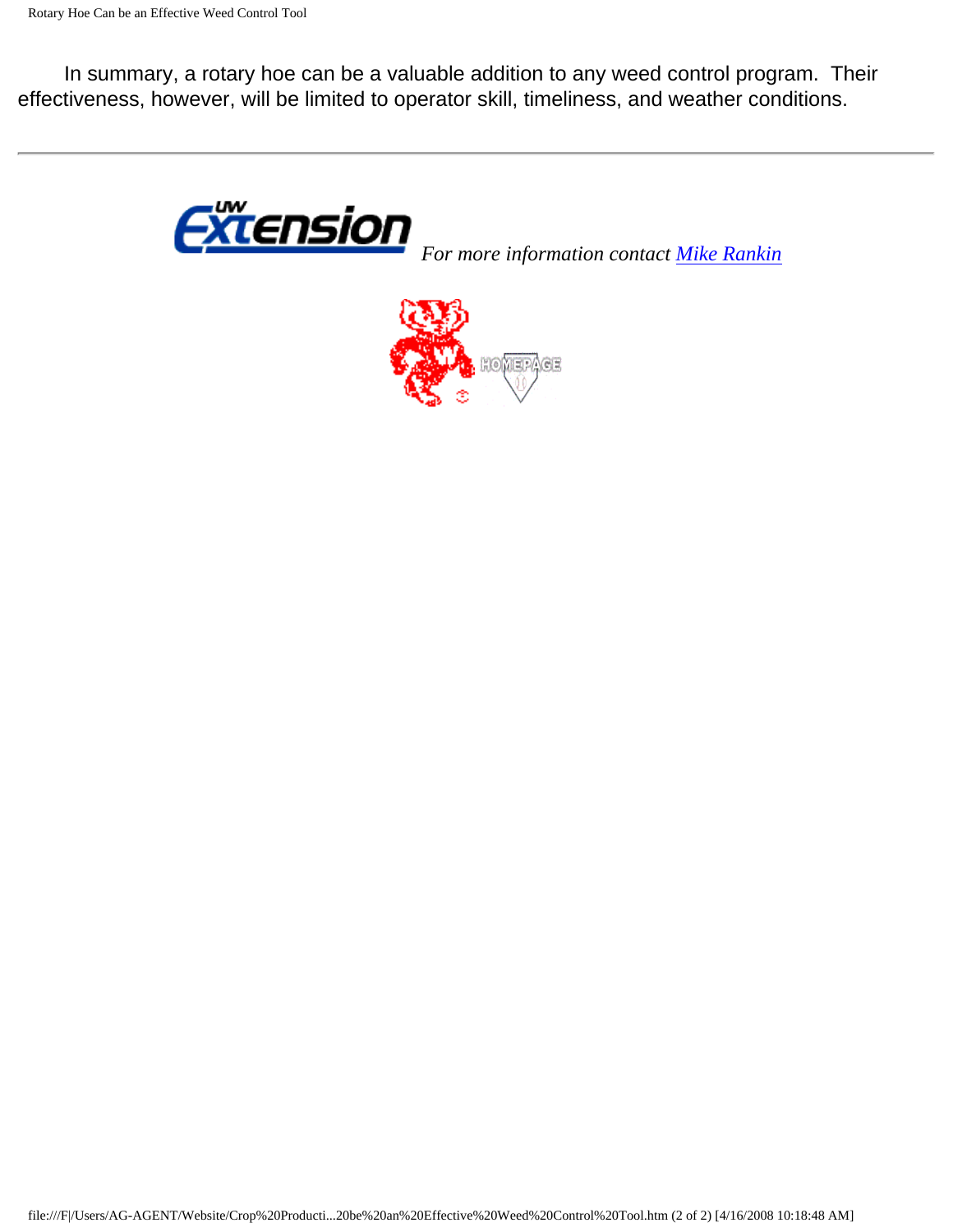In summary, a rotary hoe can be a valuable addition to any weed control program. Their effectiveness, however, will be limited to operator skill, timeliness, and weather conditions.

---

*For more information contact Mike Rankin*